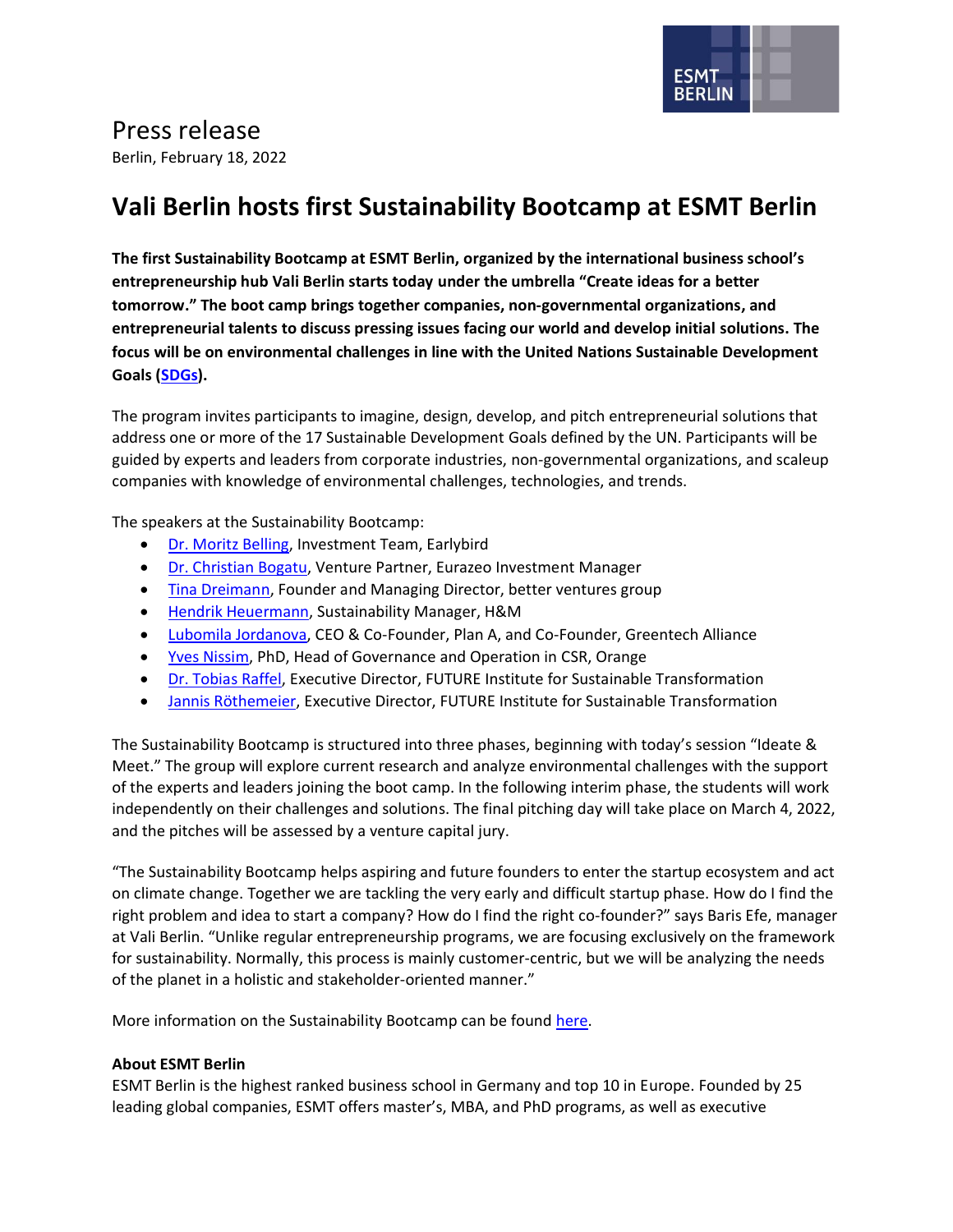# Press release

Berlin, February 18, 2022

## Vali Berlin hosts first Sustainability Bootcamp at ESMT Berlin

**The first Sustainability Bootcamp at ESMT Berlin, organized by the international business school's entrepreneurship hub Vali Berlin starts today under the umbrella "Create ideas for a better tomorrow." The boot camp brings together companies, non-governmental organizations, and entrepreneurial talents to discuss pressing issues facing our world and develop initial solutions. The focus will be on environmental challenges in line with the United Nations Sustainable Development Goals (SDGs).**

The program invites participants to imagine, design, develop, and pitch entrepreneurial solutions that address one or more of the 17 Sustainable Development Goals defined by the UN. Participants will be guided by experts and leaders from corporate industries, non-governmental organizations, and scaleup companies with knowledge of environmental challenges, technologies, and trends.

The speakers at the Sustainability Bootcamp:

- Dr. Moritz Belling, Investment Team, Earlybird
- Dr. Christian Bogatu, Venture Partner, Eurazeo Investment Manager
- Tina Dreimann, Founder and Managing Director, better ventures group
- Hendrik Heuermann, Sustainability Manager, H&M
- Lubomila Jordanova, CEO & Co-Founder, Plan A, and Co-Founder, Greentech Alliance
- Yves Nissim, PhD, Head of Governance and Operation in CSR, Orange
- Dr. Tobias Raffel, Executive Director, FUTURE Institute for Sustainable Transformation
- Jannis Röthemeier, Executive Director, FUTURE Institute for Sustainable Transformation

The Sustainability Bootcamp is structured into three phases, beginning with today's session "Ideate & Meet." The group will explore current research and analyze environmental challenges with the support of the experts and leaders joining the boot camp. In the following interim phase, the students will work independently on their challenges and solutions. The final pitching day will take place on March 4, 2022, and the pitches will be assessed by a venture capital jury.

"The Sustainability Bootcamp helps aspiring and future founders to enter the startup ecosystem and act on climate change. Together we are tackling the very early and difficult startup phase. How do I find the right problem and idea to start a company? How do I find the right co-founder?" says Baris Efe, manager at Vali Berlin. "Unlike regular entrepreneurship programs, we are focusing exclusively on the framework for sustainability. Normally, this process is mainly customer-centric, but we will be analyzing the needs of the planet in a holistic and stakeholder-oriented manner."

More information on the Sustainability Bootcamp can be found here.

**About ESMT Berlin**

ESMT Berlin is the highest ranked business school in Germany and top 10 in Europe. Founded by 25 leading global companies, ESMT offers master's, MBA, and PhD programs, as well as executive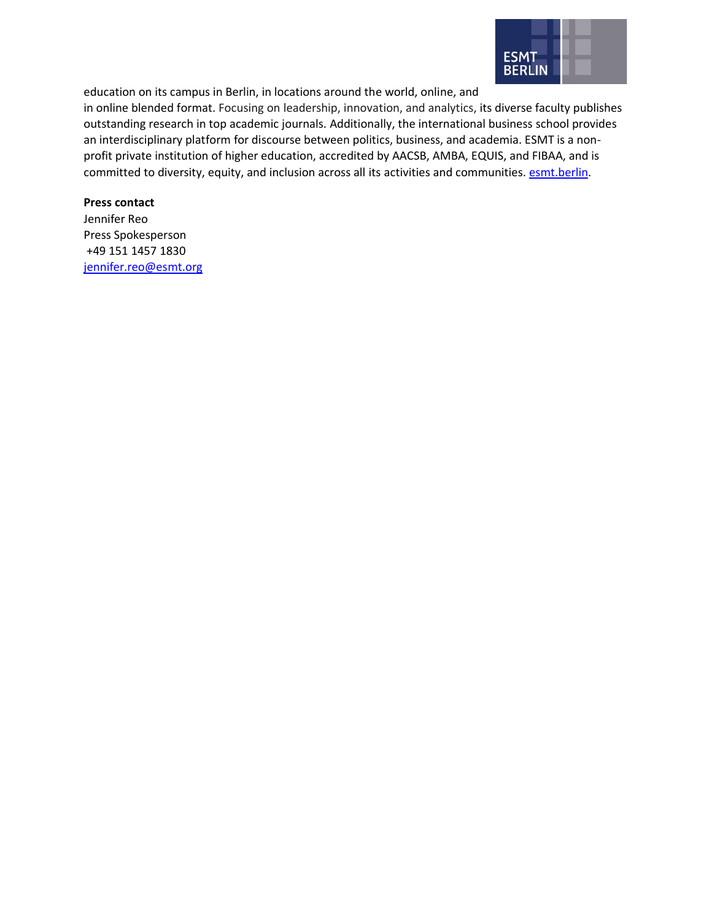education on its campus in Berlin, in locations around the world, online, and in online blended format. Focusing on leadership, innovation, and analytics, its diverse faculty publishes outstanding research in top academic journals. Additionally, the international business school provides an interdisciplinary platform for discourse between politics, business, and academia. ESMT is a non-profit private institution of higher education, accredited by AACSB, AMBA, EQUIS, and FIBAA, and is committed to diversity, equity, and inclusion across all its activities and communities. [esmt.berlin](esmt.berlin).

**Press contact**
Jennifer Reo
Press Spokesperson
+49 151 1457 1830
[jennifer.reo@esmt.org](mailto:jennifer.reo@esmt.org)